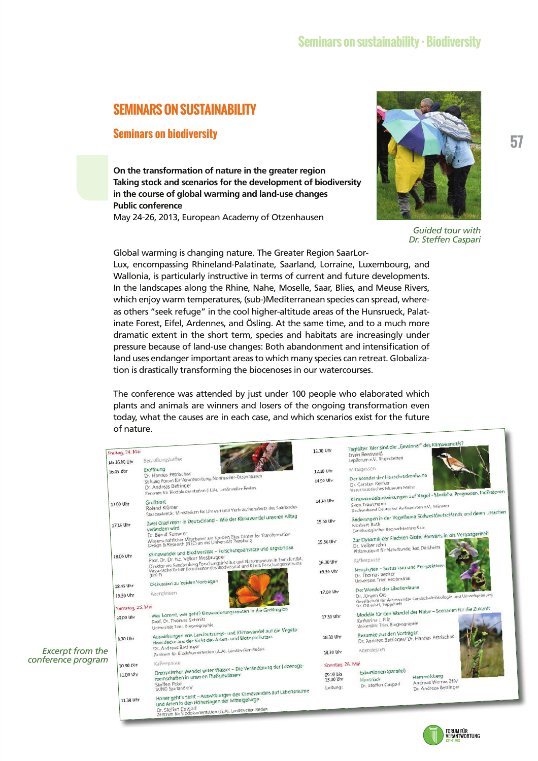# SEMINARS ON SUSTAINABILITY

## Seminars on biodiversity

**On the transformation of nature in the greater region**
**Taking stock and scenarios for the development of biodiversity in the course of global warming and land-use changes**
**Public conference**
May 24-26, 2013, European Academy of Otzenhausen

*Guided tour with Dr. Steffen Caspari*

Global warming is changing nature. The Greater Region SaarLorLux, encompassing Rhineland-Palatinate, Saarland, Lorraine, Luxembourg, and Wallonia, is particularly instructive in terms of current and future developments. In the landscapes along the Rhine, Nahe, Moselle, Saar, Blies, and Meuse Rivers, which enjoy warm temperatures, (sub-)Mediterranean species can spread, whereas others "seek refuge" in the cool higher-altitude areas of the Hunsrueck, Palatinate Forest, Eifel, Ardennes, and Ösling. At the same time, and to a much more dramatic extent in the short term, species and habitats are increasingly under pressure because of land-use changes: Both abandonment and intensification of land uses endanger important areas to which many species can retreat. Globalization is drastically transforming the biocenoses in our watercourses.

The conference was attended by just under 100 people who elaborated which plants and animals are winners and losers of the ongoing transformation even today, what the causes are in each case, and which scenarios exist for the future of nature.

*Excerpt from the conference program*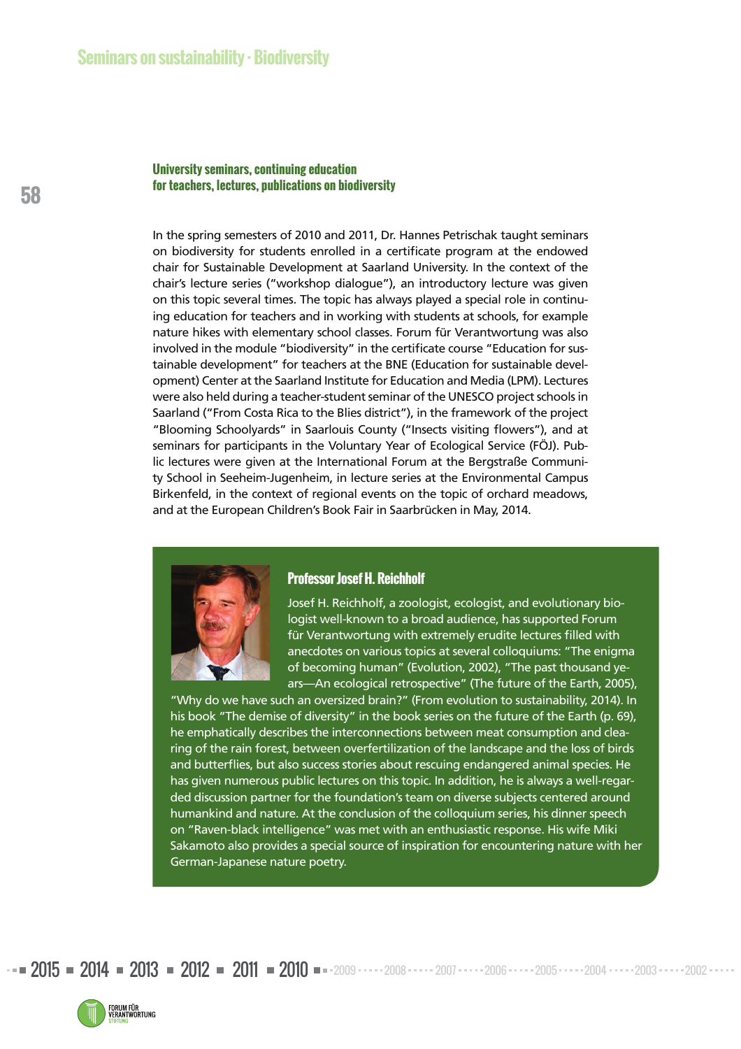## Seminars on sustainability · Biodiversity

### University seminars, continuing education for teachers, lectures, publications on biodiversity

In the spring semesters of 2010 and 2011, Dr. Hannes Petrischak taught seminars on biodiversity for students enrolled in a certificate program at the endowed chair for Sustainable Development at Saarland University. In the context of the chair's lecture series ("workshop dialogue"), an introductory lecture was given on this topic several times. The topic has always played a special role in continuing education for teachers and in working with students at schools, for example nature hikes with elementary school classes. Forum für Verantwortung was also involved in the module "biodiversity" in the certificate course "Education for sustainable development" for teachers at the BNE (Education for sustainable development) Center at the Saarland Institute for Education and Media (LPM). Lectures were also held during a teacher-student seminar of the UNESCO project schools in Saarland ("From Costa Rica to the Blies district"), in the framework of the project "Blooming Schoolyards" in Saarlouis County ("Insects visiting flowers"), and at seminars for participants in the Voluntary Year of Ecological Service (FÖJ). Public lectures were given at the International Forum at the Bergstraße Community School in Seeheim-Jugenheim, in lecture series at the Environmental Campus Birkenfeld, in the context of regional events on the topic of orchard meadows, and at the European Children's Book Fair in Saarbrücken in May, 2014.

#### Professor Josef H. Reichholf

Josef H. Reichholf, a zoologist, ecologist, and evolutionary biologist well-known to a broad audience, has supported Forum für Verantwortung with extremely erudite lectures filled with anecdotes on various topics at several colloquiums: "The enigma of becoming human" (Evolution, 2002), "The past thousand years—An ecological retrospective" (The future of the Earth, 2005), "Why do we have such an oversized brain?" (From evolution to sustainability, 2014). In his book "The demise of diversity" in the book series on the future of the Earth (p. 69), he emphatically describes the interconnections between meat consumption and clearing of the rain forest, between overfertilization of the landscape and the loss of birds and butterflies, but also success stories about rescuing endangered animal species. He has given numerous public lectures on this topic. In addition, he is always a well-regarded discussion partner for the foundation's team on diverse subjects centered around humankind and nature. At the conclusion of the colloquium series, his dinner speech on "Raven-black intelligence" was met with an enthusiastic response. His wife Miki Sakamoto also provides a special source of inspiration for encountering nature with her German-Japanese nature poetry.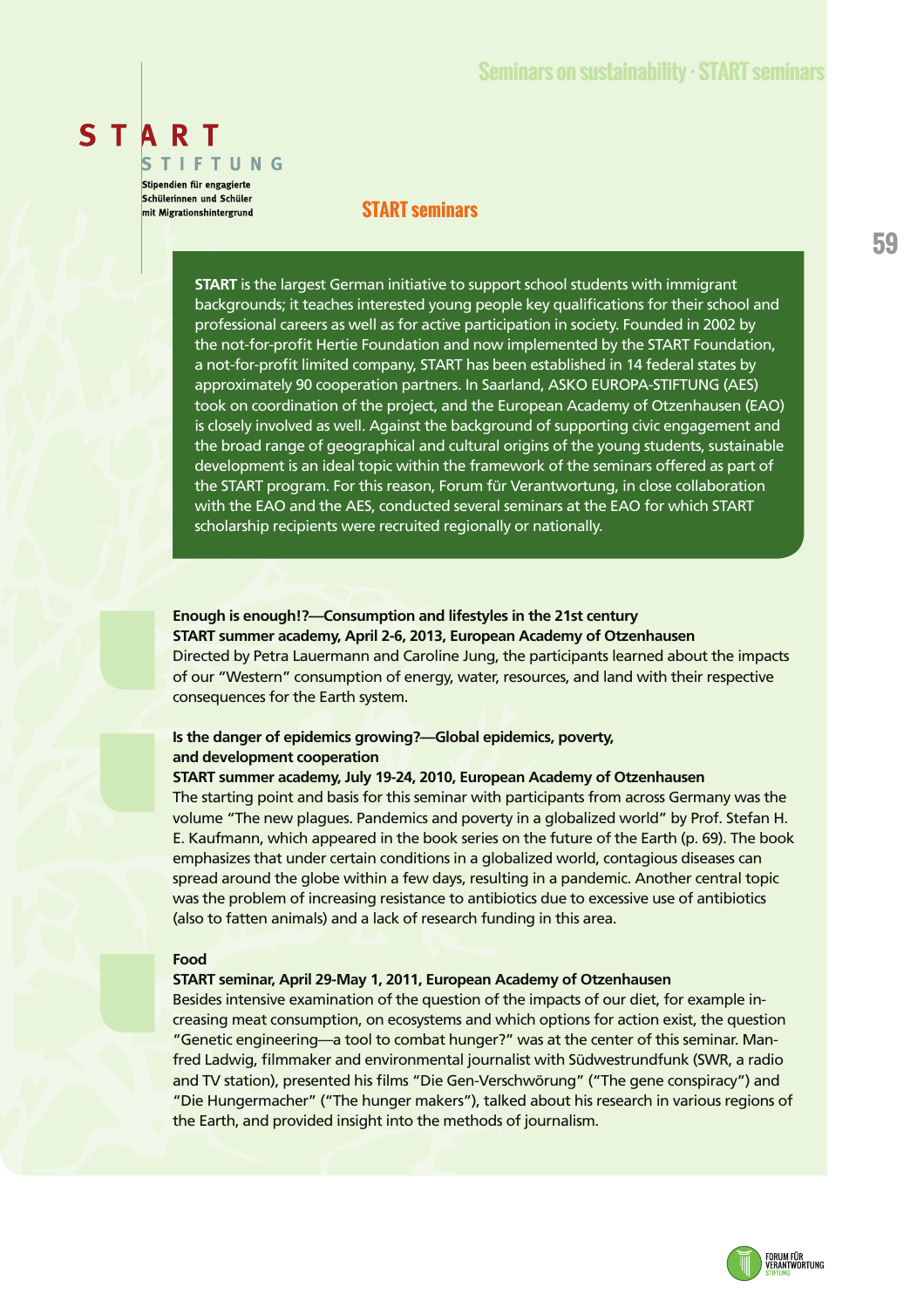START

STIFTUNG

Stipendien für engagierte Schülerinnen und Schüler mit Migrationshintergrund

## START seminars

**START** is the largest German initiative to support school students with immigrant backgrounds; it teaches interested young people key qualifications for their school and professional careers as well as for active participation in society. Founded in 2002 by the not-for-profit Hertie Foundation and now implemented by the START Foundation, a not-for-profit limited company, START has been established in 14 federal states by approximately 90 cooperation partners. In Saarland, ASKO EUROPA-STIFTUNG (AES) took on coordination of the project, and the European Academy of Otzenhausen (EAO) is closely involved as well. Against the background of supporting civic engagement and the broad range of geographical and cultural origins of the young students, sustainable development is an ideal topic within the framework of the seminars offered as part of the START program. For this reason, Forum für Verantwortung, in close collaboration with the EAO and the AES, conducted several seminars at the EAO for which START scholarship recipients were recruited regionally or nationally.

**Enough is enough!?—Consumption and lifestyles in the 21st century**
**START summer academy, April 2-6, 2013, European Academy of Otzenhausen**
Directed by Petra Lauermann and Caroline Jung, the participants learned about the impacts of our "Western" consumption of energy, water, resources, and land with their respective consequences for the Earth system.

**Is the danger of epidemics growing?—Global epidemics, poverty, and development cooperation**
**START summer academy, July 19-24, 2010, European Academy of Otzenhausen**
The starting point and basis for this seminar with participants from across Germany was the volume "The new plagues. Pandemics and poverty in a globalized world" by Prof. Stefan H. E. Kaufmann, which appeared in the book series on the future of the Earth (p. 69). The book emphasizes that under certain conditions in a globalized world, contagious diseases can spread around the globe within a few days, resulting in a pandemic. Another central topic was the problem of increasing resistance to antibiotics due to excessive use of antibiotics (also to fatten animals) and a lack of research funding in this area.

**Food**
**START seminar, April 29-May 1, 2011, European Academy of Otzenhausen**
Besides intensive examination of the question of the impacts of our diet, for example increasing meat consumption, on ecosystems and which options for action exist, the question "Genetic engineering—a tool to combat hunger?" was at the center of this seminar. Manfred Ladwig, filmmaker and environmental journalist with Südwestrundfunk (SWR, a radio and TV station), presented his films "Die Gen-Verschwörung" ("The gene conspiracy") and "Die Hungermacher" ("The hunger makers"), talked about his research in various regions of the Earth, and provided insight into the methods of journalism.